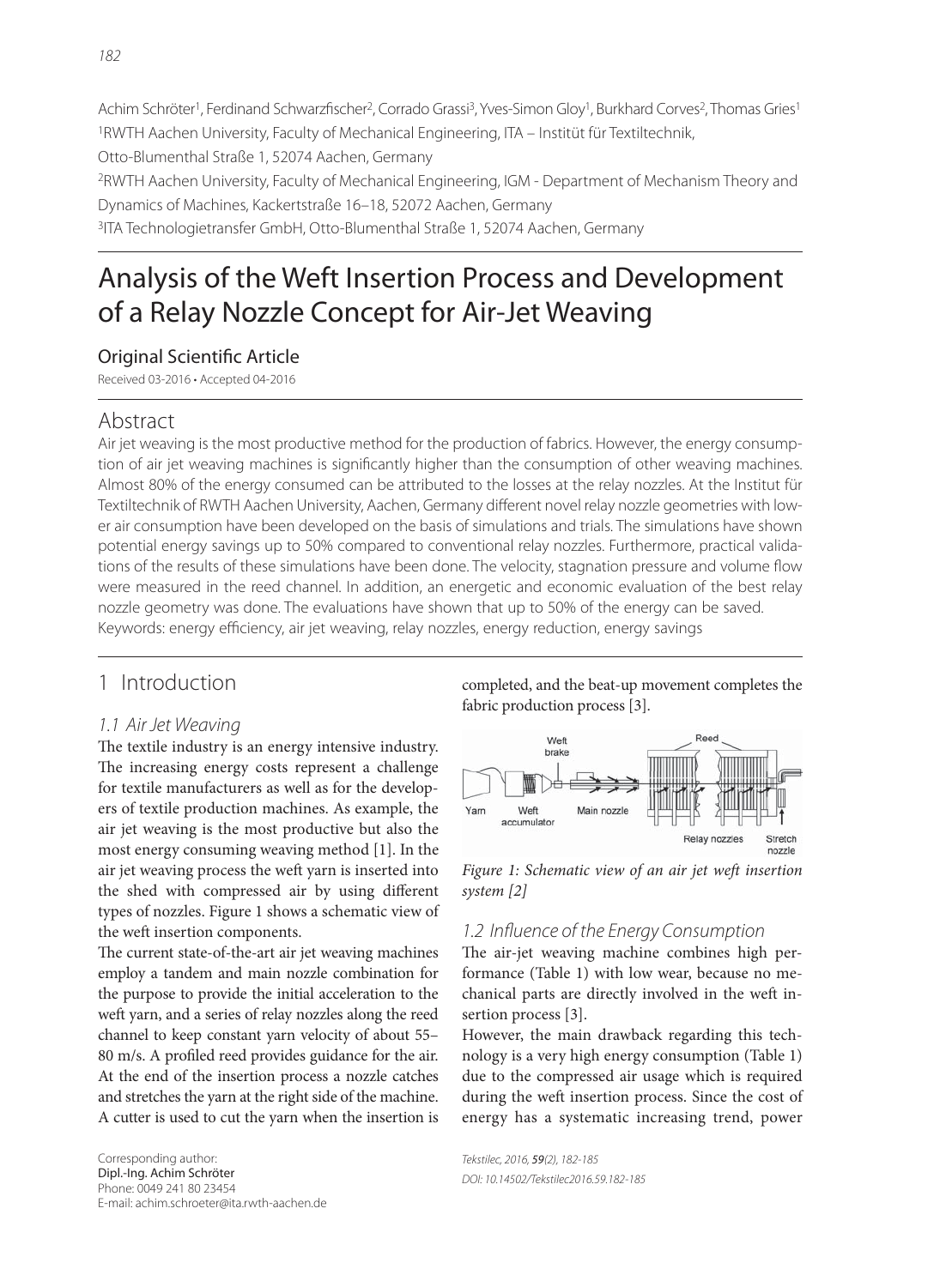Achim Schröter[1], Ferdinand Schwarzfischer[2], Corrado Grassi[3], Yves-Simon Gloy[1], Burkhard Corves[2], Thomas Gries[1]

[1]RWTH Aachen University, Faculty of Mechanical Engineering, ITA – Institüt für Textiltechnik, Otto-Blumenthal Straße 1, 52074 Aachen, Germany

[2]RWTH Aachen University, Faculty of Mechanical Engineering, IGM - Department of Mechanism Theory and Dynamics of Machines, Kackertstraße 16–18, 52072 Aachen, Germany

[3]ITA Technologietransfer GmbH, Otto-Blumenthal Straße 1, 52074 Aachen, Germany

# Analysis of the Weft Insertion Process and Development of a Relay Nozzle Concept for Air-Jet Weaving

## Original Scientific Article

Received 03-2016 • Accepted 04-2016

## Abstract

Air jet weaving is the most productive method for the production of fabrics. However, the energy consumption of air jet weaving machines is significantly higher than the consumption of other weaving machines. Almost 80% of the energy consumed can be attributed to the losses at the relay nozzles. At the Institut für Textiltechnik of RWTH Aachen University, Aachen, Germany different novel relay nozzle geometries with lower air consumption have been developed on the basis of simulations and trials. The simulations have shown potential energy savings up to 50% compared to conventional relay nozzles. Furthermore, practical validations of the results of these simulations have been done. The velocity, stagnation pressure and volume flow were measured in the reed channel. In addition, an energetic and economic evaluation of the best relay nozzle geometry was done. The evaluations have shown that up to 50% of the energy can be saved.

Keywords: energy efficiency, air jet weaving, relay nozzles, energy reduction, energy savings

## 1 Introduction

### 1.1 Air Jet Weaving

The textile industry is an energy intensive industry. The increasing energy costs represent a challenge for textile manufacturers as well as for the developers of textile production machines. As example, the air jet weaving is the most productive but also the most energy consuming weaving method [1]. In the air jet weaving process the weft yarn is inserted into the shed with compressed air by using different types of nozzles. Figure 1 shows a schematic view of the weft insertion components.

The current state-of-the-art air jet weaving machines employ a tandem and main nozzle combination for the purpose to provide the initial acceleration to the weft yarn, and a series of relay nozzles along the reed channel to keep constant yarn velocity of about 55–80 m/s. A profiled reed provides guidance for the air. At the end of the insertion process a nozzle catches and stretches the yarn at the right side of the machine. A cutter is used to cut the yarn when the insertion is completed, and the beat-up movement completes the fabric production process [3].

*Figure 1: Schematic view of an air jet weft insertion system [2]*

### 1.2 Influence of the Energy Consumption

The air-jet weaving machine combines high performance (Table 1) with low wear, because no mechanical parts are directly involved in the weft insertion process [3].

However, the main drawback regarding this technology is a very high energy consumption (Table 1) due to the compressed air usage which is required during the weft insertion process. Since the cost of energy has a systematic increasing trend, power

Corresponding author:
Dipl.-Ing. Achim Schröter
Phone: 0049 241 80 23454
E-mail: achim.schroeter@ita.rwth-aachen.de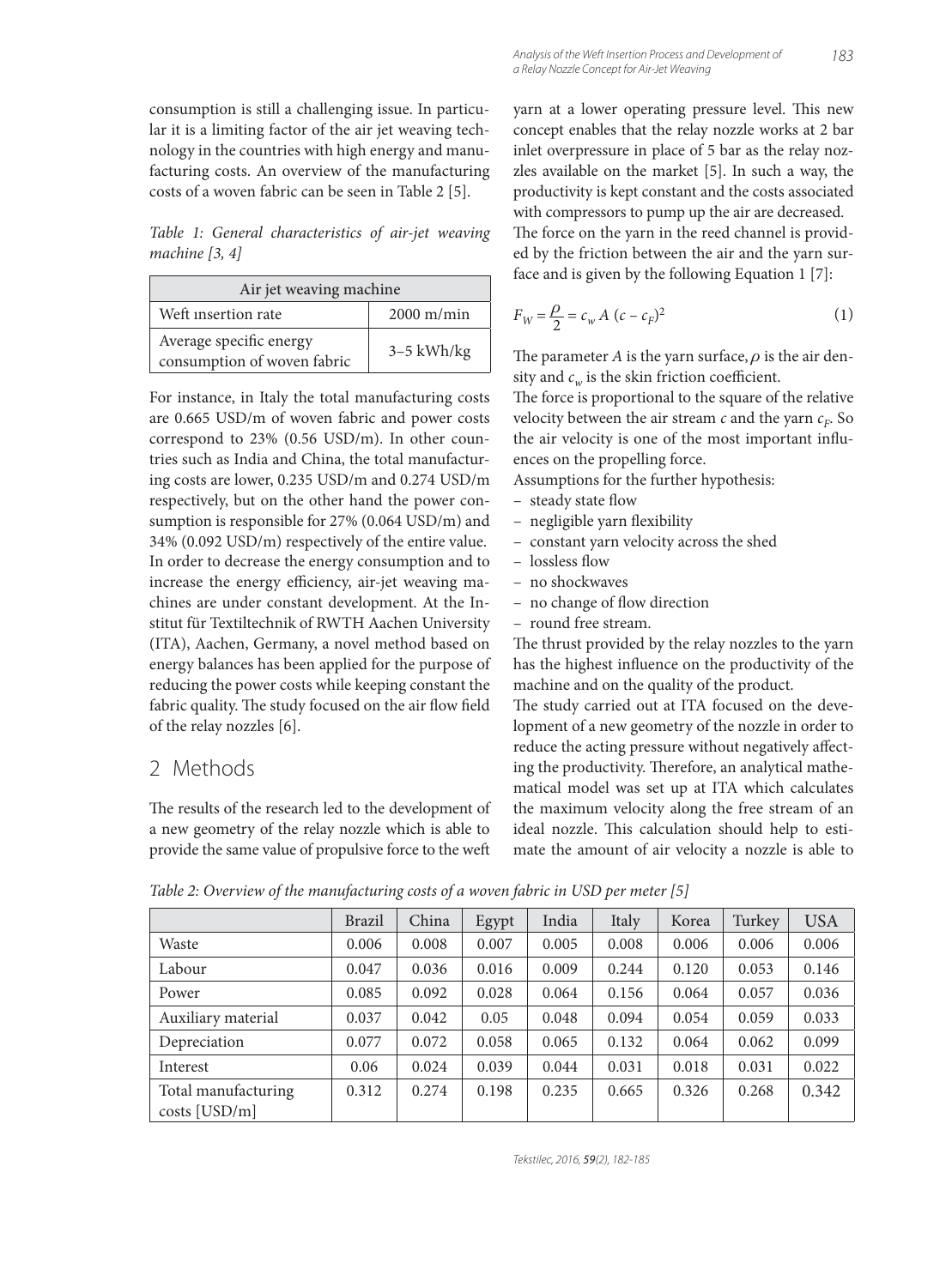consumption is still a challenging issue. In particular it is a limiting factor of the air jet weaving technology in the countries with high energy and manufacturing costs. An overview of the manufacturing costs of a woven fabric can be seen in Table 2 [5].

*Table 1: General characteristics of air-jet weaving machine [3, 4]*

| Air jet weaving machine | |
|---|---|
| Weft ınsertion rate | 2000 m/min |
| Average specific energy consumption of woven fabric | 3–5 kWh/kg |

For instance, in Italy the total manufacturing costs are 0.665 USD/m of woven fabric and power costs correspond to 23% (0.56 USD/m). In other countries such as India and China, the total manufacturing costs are lower, 0.235 USD/m and 0.274 USD/m respectively, but on the other hand the power consumption is responsible for 27% (0.064 USD/m) and 34% (0.092 USD/m) respectively of the entire value.
In order to decrease the energy consumption and to increase the energy efficiency, air-jet weaving machines are under constant development. At the Institut für Textiltechnik of RWTH Aachen University (ITA), Aachen, Germany, a novel method based on energy balances has been applied for the purpose of reducing the power costs while keeping constant the fabric quality. The study focused on the air flow field of the relay nozzles [6].

## 2 Methods

The results of the research led to the development of a new geometry of the relay nozzle which is able to provide the same value of propulsive force to the weft yarn at a lower operating pressure level. This new concept enables that the relay nozzle works at 2 bar inlet overpressure in place of 5 bar as the relay nozzles available on the market [5]. In such a way, the productivity is kept constant and the costs associated with compressors to pump up the air are decreased.
The force on the yarn in the reed channel is provided by the friction between the air and the yarn surface and is given by the following Equation 1 [7]:

$$F_W = \frac{\rho}{2} = c_w \, A \, (c - c_F)^2 \tag{1}$$

The parameter $A$ is the yarn surface, $\rho$ is the air density and $c_w$ is the skin friction coefficient.
The force is proportional to the square of the relative velocity between the air stream $c$ and the yarn $c_F$. So the air velocity is one of the most important influences on the propelling force.
Assumptions for the further hypothesis:

- steady state flow
- negligible yarn flexibility
- constant yarn velocity across the shed
- lossless flow
- no shockwaves
- no change of flow direction
- round free stream.

The thrust provided by the relay nozzles to the yarn has the highest influence on the productivity of the machine and on the quality of the product.
The study carried out at ITA focused on the development of a new geometry of the nozzle in order to reduce the acting pressure without negatively affecting the productivity. Therefore, an analytical mathematical model was set up at ITA which calculates the maximum velocity along the free stream of an ideal nozzle. This calculation should help to estimate the amount of air velocity a nozzle is able to

*Table 2: Overview of the manufacturing costs of a woven fabric in USD per meter [5]*

| | Brazil | China | Egypt | India | Italy | Korea | Turkey | USA |
|---|---|---|---|---|---|---|---|---|
| Waste | 0.006 | 0.008 | 0.007 | 0.005 | 0.008 | 0.006 | 0.006 | 0.006 |
| Labour | 0.047 | 0.036 | 0.016 | 0.009 | 0.244 | 0.120 | 0.053 | 0.146 |
| Power | 0.085 | 0.092 | 0.028 | 0.064 | 0.156 | 0.064 | 0.057 | 0.036 |
| Auxiliary material | 0.037 | 0.042 | 0.05 | 0.048 | 0.094 | 0.054 | 0.059 | 0.033 |
| Depreciation | 0.077 | 0.072 | 0.058 | 0.065 | 0.132 | 0.064 | 0.062 | 0.099 |
| Interest | 0.06 | 0.024 | 0.039 | 0.044 | 0.031 | 0.018 | 0.031 | 0.022 |
| Total manufacturing costs [USD/m] | 0.312 | 0.274 | 0.198 | 0.235 | 0.665 | 0.326 | 0.268 | 0.342 |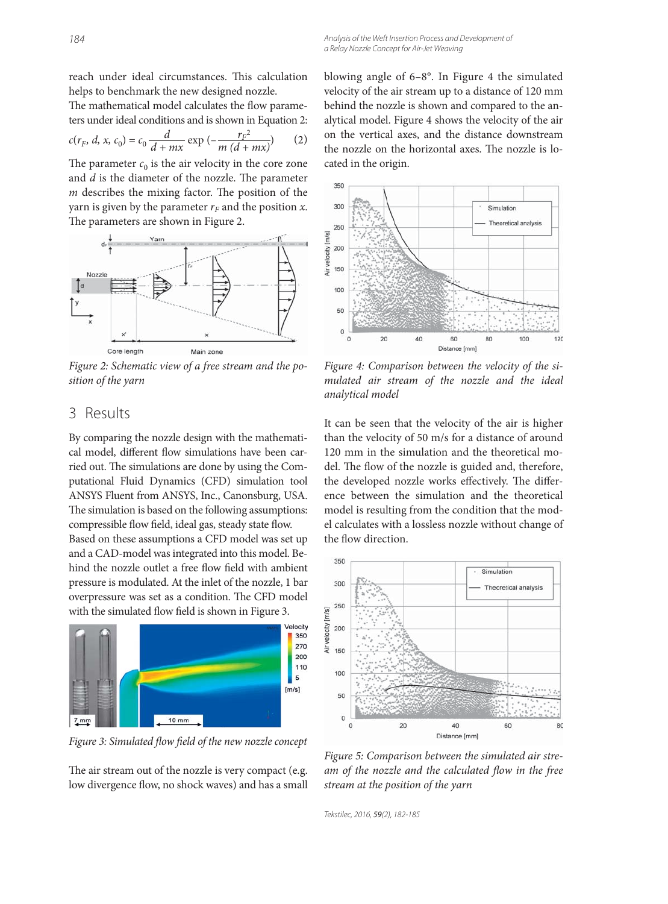reach under ideal circumstances. This calculation helps to benchmark the new designed nozzle.

The mathematical model calculates the flow parameters under ideal conditions and is shown in Equation 2:

$$c(r_F, d, x, c_0) = c_0 \frac{d}{d + mx} \exp\left(-\frac{r_F^2}{m\,(d + mx)}\right) \quad (2)$$

The parameter $c_0$ is the air velocity in the core zone and $d$ is the diameter of the nozzle. The parameter $m$ describes the mixing factor. The position of the yarn is given by the parameter $r_F$ and the position $x$. The parameters are shown in Figure 2.

*Figure 2: Schematic view of a free stream and the position of the yarn*

## 3 Results

By comparing the nozzle design with the mathematical model, different flow simulations have been carried out. The simulations are done by using the Computational Fluid Dynamics (CFD) simulation tool ANSYS Fluent from ANSYS, Inc., Canonsburg, USA. The simulation is based on the following assumptions: compressible flow field, ideal gas, steady state flow.

Based on these assumptions a CFD model was set up and a CAD-model was integrated into this model. Behind the nozzle outlet a free flow field with ambient pressure is modulated. At the inlet of the nozzle, 1 bar overpressure was set as a condition. The CFD model with the simulated flow field is shown in Figure 3.

*Figure 3: Simulated flow field of the new nozzle concept*

The air stream out of the nozzle is very compact (e.g. low divergence flow, no shock waves) and has a small blowing angle of 6–8°. In Figure 4 the simulated velocity of the air stream up to a distance of 120 mm behind the nozzle is shown and compared to the analytical model. Figure 4 shows the velocity of the air on the vertical axes, and the distance downstream the nozzle on the horizontal axes. The nozzle is located in the origin.

*Figure 4: Comparison between the velocity of the simulated air stream of the nozzle and the ideal analytical model*

It can be seen that the velocity of the air is higher than the velocity of 50 m/s for a distance of around 120 mm in the simulation and the theoretical model. The flow of the nozzle is guided and, therefore, the developed nozzle works effectively. The difference between the simulation and the theoretical model is resulting from the condition that the model calculates with a lossless nozzle without change of the flow direction.

*Figure 5: Comparison between the simulated air stream of the nozzle and the calculated flow in the free stream at the position of the yarn*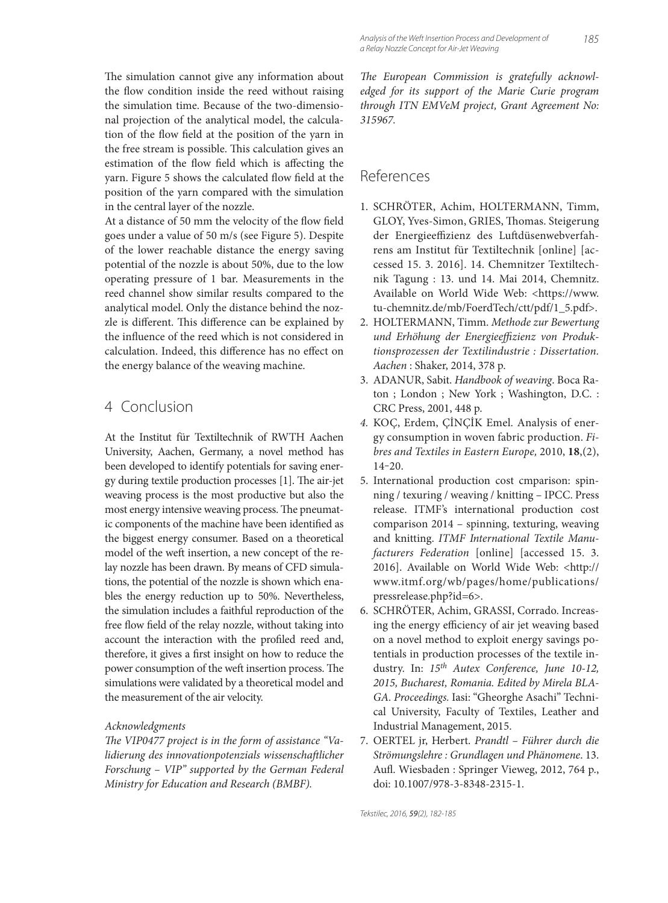The simulation cannot give any information about the flow condition inside the reed without raising the simulation time. Because of the two-dimensional projection of the analytical model, the calculation of the flow field at the position of the yarn in the free stream is possible. This calculation gives an estimation of the flow field which is affecting the yarn. Figure 5 shows the calculated flow field at the position of the yarn compared with the simulation in the central layer of the nozzle.

At a distance of 50 mm the velocity of the flow field goes under a value of 50 m/s (see Figure 5). Despite of the lower reachable distance the energy saving potential of the nozzle is about 50%, due to the low operating pressure of 1 bar. Measurements in the reed channel show similar results compared to the analytical model. Only the distance behind the nozzle is different. This difference can be explained by the influence of the reed which is not considered in calculation. Indeed, this difference has no effect on the energy balance of the weaving machine.

## 4 Conclusion

At the Institut für Textiltechnik of RWTH Aachen University, Aachen, Germany, a novel method has been developed to identify potentials for saving energy during textile production processes [1]. The air-jet weaving process is the most productive but also the most energy intensive weaving process. The pneumatic components of the machine have been identified as the biggest energy consumer. Based on a theoretical model of the weft insertion, a new concept of the relay nozzle has been drawn. By means of CFD simulations, the potential of the nozzle is shown which enables the energy reduction up to 50%. Nevertheless, the simulation includes a faithful reproduction of the free flow field of the relay nozzle, without taking into account the interaction with the profiled reed and, therefore, it gives a first insight on how to reduce the power consumption of the weft insertion process. The simulations were validated by a theoretical model and the measurement of the air velocity.

*Acknowledgments*

*The VIP0477 project is in the form of assistance "Validierung des innovationpotenzials wissenschaftlicher Forschung – VIP" supported by the German Federal Ministry for Education and Research (BMBF).*

*The European Commission is gratefully acknowledged for its support of the Marie Curie program through ITN EMVeM project, Grant Agreement No: 315967.*

## References

1. SCHRÖTER, Achim, HOLTERMANN, Timm, GLOY, Yves-Simon, GRIES, Thomas. Steigerung der Energieeffizienz des Luftdüsenwebverfahrens am Institut für Textiltechnik [online] [accessed 15. 3. 2016]. 14. Chemnitzer Textiltechnik Tagung : 13. und 14. Mai 2014, Chemnitz. Available on World Wide Web: <https://www.tu-chemnitz.de/mb/FoerdTech/ctt/pdf/1_5.pdf>.
2. HOLTERMANN, Timm. *Methode zur Bewertung und Erhöhung der Energieeffizienz von Produktionsprozessen der Textilindustrie : Dissertation. Aachen* : Shaker, 2014, 378 p.
3. ADANUR, Sabit. *Handbook of weaving*. Boca Raton ; London ; New York ; Washington, D.C. : CRC Press, 2001, 448 p.
4. KOÇ, Erdem, ÇİNÇİK Emel. Analysis of energy consumption in woven fabric production. *Fibres and Textiles in Eastern Europe,* 2010, **18**,(2), 14–20.
5. International production cost cmparison: spinning / texuring / weaving / knitting – IPCC. Press release. ITMF's international production cost comparison 2014 – spinning, texturing, weaving and knitting. *ITMF International Textile Manufacturers Federation* [online] [accessed 15. 3. 2016]. Available on World Wide Web: <http://www.itmf.org/wb/pages/home/publications/pressrelease.php?id=6>.
6. SCHRÖTER, Achim, GRASSI, Corrado. Increasing the energy efficiency of air jet weaving based on a novel method to exploit energy savings potentials in production processes of the textile industry. In: *15th Autex Conference, June 10-12, 2015, Bucharest, Romania. Edited by Mirela BLAGA. Proceedings.* Iasi: "Gheorghe Asachi" Technical University, Faculty of Textiles, Leather and Industrial Management, 2015.
7. OERTEL jr, Herbert. *Prandtl – Führer durch die Strömungslehre : Grundlagen und Phänomene*. 13. Aufl. Wiesbaden : Springer Vieweg, 2012, 764 p., doi: 10.1007/978-3-8348-2315-1.